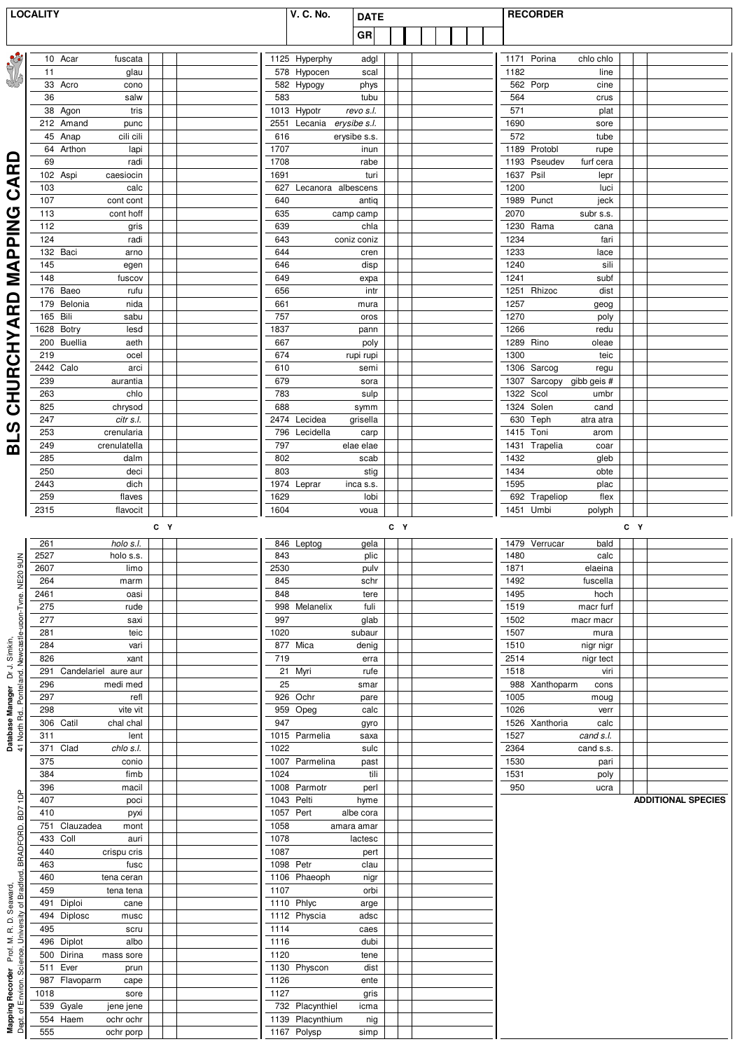# BLS CHURCHYARD MAPPING CARD

| LOCALITY | V. C. No. | DATE | RECORDER |
|---|---|---|---|
| | | GR | |

| No. | Genus | Species | C | Y | No. | Genus | Species | C | Y | No. | Genus | Species | C | Y |
|---|---|---|---|---|---|---|---|---|---|---|---|---|---|---|
| 10 | Acar | fuscata | | | 1125 | Hyperphy | adgl | | | 1171 | Porina | chlo chlo | | |
| 11 | | glau | | | 578 | Hypocen | scal | | | 1182 | | line | | |
| 33 | Acro | cono | | | 582 | Hypogy | phys | | | 562 | Porp | cine | | |
| 36 | | salw | | | 583 | | tubu | | | 564 | | crus | | |
| 38 | Agon | tris | | | 1013 | Hypotr | *revo s.l.* | | | 571 | | plat | | |
| 212 | Amand | punc | | | 2551 | Lecania | *erysibe s.l.* | | | 1690 | | sore | | |
| 45 | Anap | cili cili | | | 616 | | erysibe s.s. | | | 572 | | tube | | |
| 64 | Arthon | lapi | | | 1707 | | inun | | | 1189 | Protobl | rupe | | |
| 69 | | radi | | | 1708 | | rabe | | | 1193 | Pseudev | furf cera | | |
| 102 | Aspi | caesiocin | | | 1691 | | turi | | | 1637 | Psil | lepr | | |
| 103 | | calc | | | 627 | Lecanora | albescens | | | 1200 | | luci | | |
| 107 | | cont cont | | | 640 | | antiq | | | 1989 | Punct | jeck | | |
| 113 | | cont hoff | | | 635 | | camp camp | | | 2070 | | subr s.s. | | |
| 112 | | gris | | | 639 | | chla | | | 1230 | Rama | cana | | |
| 124 | | radi | | | 643 | | coniz coniz | | | 1234 | | fari | | |
| 132 | Baci | arno | | | 644 | | cren | | | 1233 | | lace | | |
| 145 | | egen | | | 646 | | disp | | | 1240 | | sili | | |
| 148 | | fuscov | | | 649 | | expa | | | 1241 | | subf | | |
| 176 | Baeo | rufu | | | 656 | | intr | | | 1251 | Rhizoc | dist | | |
| 179 | Belonia | nida | | | 661 | | mura | | | 1257 | | geog | | |
| 165 | Bili | sabu | | | 757 | | oros | | | 1270 | | poly | | |
| 1628 | Botry | lesd | | | 1837 | | pann | | | 1266 | | redu | | |
| 200 | Buellia | aeth | | | 667 | | poly | | | 1289 | Rino | oleae | | |
| 219 | | ocel | | | 674 | | rupi rupi | | | 1300 | | teic | | |
| 2442 | Calo | arci | | | 610 | | semi | | | 1306 | Sarcog | regu | | |
| 239 | | aurantia | | | 679 | | sora | | | 1307 | Sarcopy | gibb geis # | | |
| 263 | | chlo | | | 783 | | sulp | | | 1322 | Scol | umbr | | |
| 825 | | chrysod | | | 688 | | symm | | | 1324 | Solen | cand | | |
| 247 | | *citr s.l.* | | | 2474 | Lecidea | grisella | | | 630 | Teph | atra atra | | |
| 253 | | crenularia | | | 796 | Lecidella | carp | | | 1415 | Toni | arom | | |
| 249 | | crenulatella | | | 797 | | elae elae | | | 1431 | Trapelia | coar | | |
| 285 | | dalm | | | 802 | | scab | | | 1432 | | gleb | | |
| 250 | | deci | | | 803 | | stig | | | 1434 | | obte | | |
| 2443 | | dich | | | 1974 | Leprar | inca s.s. | | | 1595 | | plac | | |
| 259 | | flaves | | | 1629 | | lobi | | | 692 | Trapeliop | flex | | |
| 2315 | | flavocit | | | 1604 | | voua | | | 1451 | Umbi | polyph | | |

| No. | Genus | Species | C | Y | No. | Genus | Species | C | Y | No. | Genus | Species | C | Y |
|---|---|---|---|---|---|---|---|---|---|---|---|---|---|---|
| 261 | | *holo s.l.* | | | 846 | Leptog | gela | | | 1479 | Verrucar | bald | | |
| 2527 | | holo s.s. | | | 843 | | plic | | | 1480 | | calc | | |
| 2607 | | limo | | | 2530 | | pulv | | | 1871 | | elaeina | | |
| 264 | | marm | | | 845 | | schr | | | 1492 | | fuscella | | |
| 2461 | | oasi | | | 848 | | tere | | | 1495 | | hoch | | |
| 275 | | rude | | | 998 | Melanelix | fuli | | | 1519 | | macr furf | | |
| 277 | | saxi | | | 997 | | glab | | | 1502 | | macr macr | | |
| 281 | | teic | | | 1020 | | subaur | | | 1507 | | mura | | |
| 284 | | vari | | | 877 | Mica | denig | | | 1510 | | nigr nigr | | |
| 826 | | xant | | | 719 | | erra | | | 2514 | | nigr tect | | |
| 291 | Candelariel | aure aur | | | 21 | Myri | rufe | | | 1518 | | viri | | |
| 296 | | medi med | | | 25 | | smar | | | 988 | Xanthoparm | cons | | |
| 297 | | refl | | | 926 | Ochr | pare | | | 1005 | | moug | | |
| 298 | | vite vit | | | 959 | Opeg | calc | | | 1026 | | verr | | |
| 306 | Catil | chal chal | | | 947 | | gyro | | | 1526 | Xanthoria | calc | | |
| 311 | | lent | | | 1015 | Parmelia | saxa | | | 1527 | | *cand s.l.* | | |
| 371 | Clad | *chlo s.l.* | | | 1022 | | sulc | | | 2364 | | cand s.s. | | |
| 375 | | conio | | | 1007 | Parmelina | past | | | 1530 | | pari | | |
| 384 | | fimb | | | 1024 | | tili | | | 1531 | | poly | | |
| 396 | | macil | | | 1008 | Parmotr | perl | | | 950 | | ucra | | |
| 407 | | poci | | | 1043 | Pelti | hyme | | | **ADDITIONAL SPECIES** | | | | |
| 410 | | pyxi | | | 1057 | Pert | albe cora | | | | | | | |
| 751 | Clauzadea | mont | | | 1058 | | amara amar | | | | | | | |
| 433 | Coll | auri | | | 1078 | | lactesc | | | | | | | |
| 440 | | crispu cris | | | 1087 | | pert | | | | | | | |
| 463 | | fusc | | | 1098 | Petr | clau | | | | | | | |
| 460 | | tena ceran | | | 1106 | Phaeoph | nigr | | | | | | | |
| 459 | | tena tena | | | 1107 | | orbi | | | | | | | |
| 491 | Diploi | cane | | | 1110 | Phlyc | arge | | | | | | | |
| 494 | Diplosc | musc | | | 1112 | Physcia | adsc | | | | | | | |
| 495 | | scru | | | 1114 | | caes | | | | | | | |
| 496 | Diplot | albo | | | 1116 | | dubi | | | | | | | |
| 500 | Dirina | mass sore | | | 1120 | | tene | | | | | | | |
| 511 | Ever | prun | | | 1130 | Physcon | dist | | | | | | | |
| 987 | Flavoparm | cape | | | 1126 | | ente | | | | | | | |
| 1018 | | sore | | | 1127 | | gris | | | | | | | |
| 539 | Gyale | jene jene | | | 732 | Placynthiel | icma | | | | | | | |
| 554 | Haem | ochr ochr | | | 1139 | Placynthium | nig | | | | | | | |
| 555 | | ochr porp | | | 1167 | Polysp | simp | | | | | | | |

**Database Manager** Dr J. Simkin, 41 North Rd., Ponteland, Newcastle-upon-Tyne. NE20 9UN

**Mapping Recorder** Prof. M. R. D. Seaward, Dept. of Environ. Science, University of Bradford, BRADFORD. BD7 1DP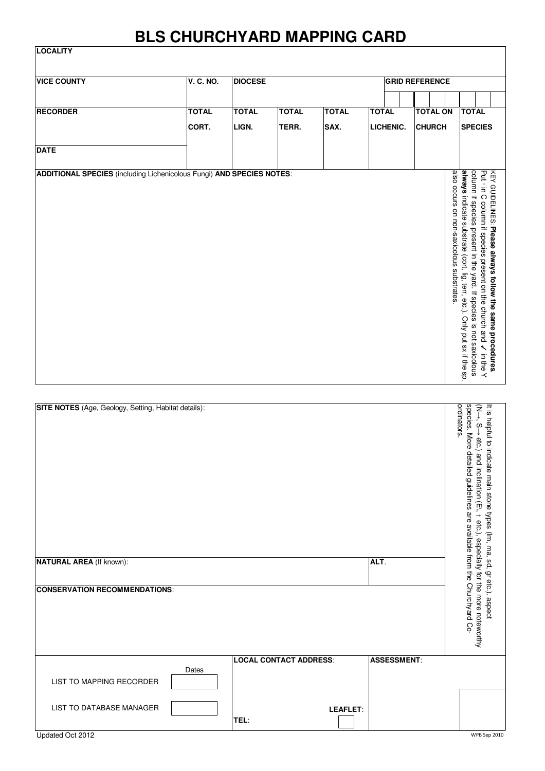# BLS CHURCHYARD MAPPING CARD

| | | | | | | | |
|---|---|---|---|---|---|---|---|
| **LOCALITY** | | | | | | | |
| **VICE COUNTY** | **V. C. NO.** | **DIOCESE** | | | | **GRID REFERENCE** | |
| **RECORDER** | **TOTAL CORT.** | **TOTAL LIGN.** | **TOTAL TERR.** | **TOTAL SAX.** | **TOTAL LICHENIC.** | **TOTAL ON CHURCH** | **TOTAL SPECIES** |
| **DATE** | | | | | | | |

**ADDITIONAL SPECIES** (including Lichenicolous Fungi) **AND SPECIES NOTES**:

KEY GUIDELINES: **Please always follow the same procedures.** Put • in C column if species present on the church and ✓ in the Y column if species present in the yard. If species is not saxicolous **always** indicate substrate (cort, lig, terr, etc.). Only put sx if the sp. also occurs on non-saxicolous substrates.

**SITE NOTES** (Age, Geology, Setting, Habitat details):

It is helpful to indicate main stone types (lm, ma, sd, gr etc.), aspect (N→, S→ etc.) and inclination (El, ↑ etc.), especially for the more noteworthy species. More detailed guidelines are available from the Churchyard Co-ordinators.

**NATURAL AREA** (If known):

**ALT**.

**CONSERVATION RECOMMENDATIONS**:

| | Dates | **LOCAL CONTACT ADDRESS**: | **ASSESSMENT**: |
|---|---|---|---|
| LIST TO MAPPING RECORDER | | | |
| LIST TO DATABASE MANAGER | | **TEL**: **LEAFLET**: | |

Updated Oct 2012

WPB Sep 2010